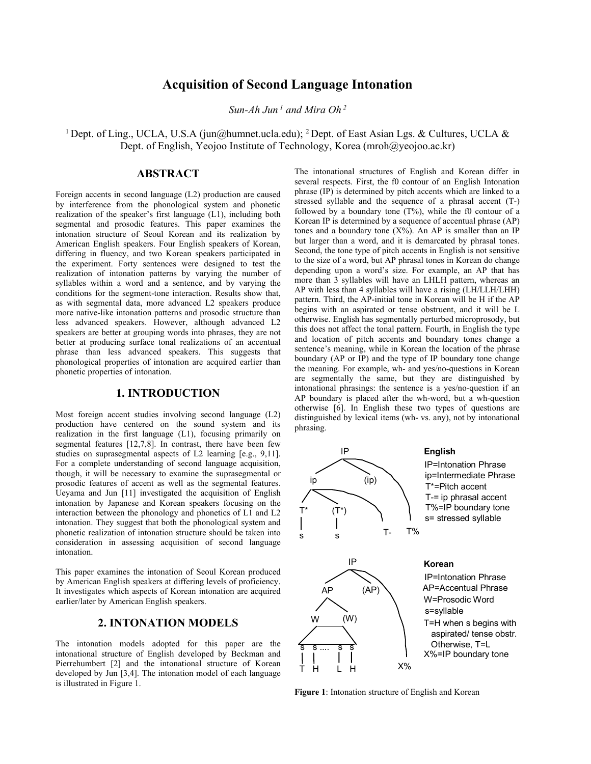# Acquisition of Second Language Intonation

*Sun-Ah Jun [1] and Mira Oh [2]*

[1] Dept. of Ling., UCLA, U.S.A (jun@humnet.ucla.edu); [2] Dept. of East Asian Lgs. & Cultures, UCLA & Dept. of English, Yeojoo Institute of Technology, Korea (mroh@yeojoo.ac.kr)

## ABSTRACT

Foreign accents in second language (L2) production are caused by interference from the phonological system and phonetic realization of the speaker's first language (L1), including both segmental and prosodic features. This paper examines the intonation structure of Seoul Korean and its realization by American English speakers. Four English speakers of Korean, differing in fluency, and two Korean speakers participated in the experiment. Forty sentences were designed to test the realization of intonation patterns by varying the number of syllables within a word and a sentence, and by varying the conditions for the segment-tone interaction. Results show that, as with segmental data, more advanced L2 speakers produce more native-like intonation patterns and prosodic structure than less advanced speakers. However, although advanced L2 speakers are better at grouping words into phrases, they are not better at producing surface tonal realizations of an accentual phrase than less advanced speakers. This suggests that phonological properties of intonation are acquired earlier than phonetic properties of intonation.

## 1. INTRODUCTION

Most foreign accent studies involving second language (L2) production have centered on the sound system and its realization in the first language (L1), focusing primarily on segmental features [12,7,8]. In contrast, there have been few studies on suprasegmental aspects of L2 learning [e.g., 9,11]. For a complete understanding of second language acquisition, though, it will be necessary to examine the suprasegmental or prosodic features of accent as well as the segmental features. Ueyama and Jun [11] investigated the acquisition of English intonation by Japanese and Korean speakers focusing on the interaction between the phonology and phonetics of L1 and L2 intonation. They suggest that both the phonological system and phonetic realization of intonation structure should be taken into consideration in assessing acquisition of second language intonation.

This paper examines the intonation of Seoul Korean produced by American English speakers at differing levels of proficiency. It investigates which aspects of Korean intonation are acquired earlier/later by American English speakers.

## 2. INTONATION MODELS

The intonation models adopted for this paper are the intonational structure of English developed by Beckman and Pierrehumbert [2] and the intonational structure of Korean developed by Jun [3,4]. The intonation model of each language is illustrated in Figure 1.

The intonational structures of English and Korean differ in several respects. First, the f0 contour of an English Intonation phrase (IP) is determined by pitch accents which are linked to a stressed syllable and the sequence of a phrasal accent (T-) followed by a boundary tone (T%), while the f0 contour of a Korean IP is determined by a sequence of accentual phrase (AP) tones and a boundary tone (X%). An AP is smaller than an IP but larger than a word, and it is demarcated by phrasal tones. Second, the tone type of pitch accents in English is not sensitive to the size of a word, but AP phrasal tones in Korean do change depending upon a word's size. For example, an AP that has more than 3 syllables will have an LHLH pattern, whereas an AP with less than 4 syllables will have a rising (LH/LLH/LHH) pattern. Third, the AP-initial tone in Korean will be H if the AP begins with an aspirated or tense obstruent, and it will be L otherwise. English has segmentally perturbed microprosody, but this does not affect the tonal pattern. Fourth, in English the type and location of pitch accents and boundary tones change a sentence's meaning, while in Korean the location of the phrase boundary (AP or IP) and the type of IP boundary tone change the meaning. For example, wh- and yes/no-questions in Korean are segmentally the same, but they are distinguished by intonational phrasings: the sentence is a yes/no-question if an AP boundary is placed after the wh-word, but a wh-question otherwise [6]. In English these two types of questions are distinguished by lexical items (wh- vs. any), not by intonational phrasing.

**English**

IP=Intonation Phrase
ip=Intermediate Phrase
T*=Pitch accent
T-= ip phrasal accent
T%=IP boundary tone
s= stressed syllable

**Korean**

IP=Intonation Phrase
AP=Accentual Phrase
W=Prosodic Word
s=syllable
T=H when s begins with aspirated/ tense obstr. Otherwise, T=L
X%=IP boundary tone

**Figure 1**: Intonation structure of English and Korean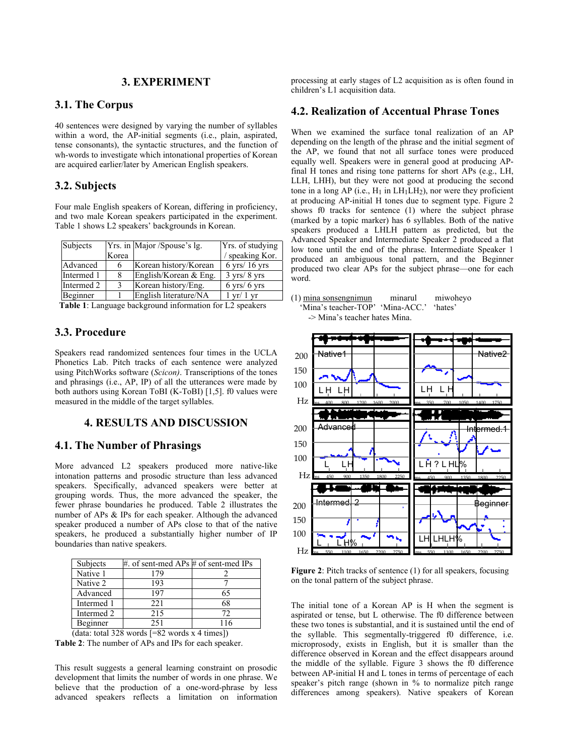## 3. EXPERIMENT

### 3.1. The Corpus

40 sentences were designed by varying the number of syllables within a word, the AP-initial segments (i.e., plain, aspirated, tense consonants), the syntactic structures, and the function of wh-words to investigate which intonational properties of Korean are acquired earlier/later by American English speakers.

### 3.2. Subjects

Four male English speakers of Korean, differing in proficiency, and two male Korean speakers participated in the experiment. Table 1 shows L2 speakers' backgrounds in Korean.

| Subjects | Yrs. in Korea | Major /Spouse's lg. | Yrs. of studying / speaking Kor. |
|---|---|---|---|
| Advanced | 6 | Korean history/Korean | 6 yrs/ 16 yrs |
| Intermed 1 | 8 | English/Korean & Eng. | 3 yrs/ 8 yrs |
| Intermed 2 | 3 | Korean history/Eng. | 6 yrs/ 6 yrs |
| Beginner | 1 | English literature/NA | 1 yr/ 1 yr |

**Table 1**: Language background information for L2 speakers

### 3.3. Procedure

Speakers read randomized sentences four times in the UCLA Phonetics Lab. Pitch tracks of each sentence were analyzed using PitchWorks software (*Scicon)*. Transcriptions of the tones and phrasings (i.e., AP, IP) of all the utterances were made by both authors using Korean ToBI (K-ToBI) [1,5]. f0 values were measured in the middle of the target syllables.

## 4. RESULTS AND DISCUSSION

### 4.1. The Number of Phrasings

More advanced L2 speakers produced more native-like intonation patterns and prosodic structure than less advanced speakers. Specifically, advanced speakers were better at grouping words. Thus, the more advanced the speaker, the fewer phrase boundaries he produced. Table 2 illustrates the number of APs & IPs for each speaker. Although the advanced speaker produced a number of APs close to that of the native speakers, he produced a substantially higher number of IP boundaries than native speakers.

| Subjects | #. of sent-med APs | # of sent-med IPs |
|---|---|---|
| Native 1 | 179 | 2 |
| Native 2 | 193 | 7 |
| Advanced | 197 | 65 |
| Intermed 1 | 221 | 68 |
| Intermed 2 | 215 | 72 |
| Beginner | 251 | 116 |

(data: total 328 words [=82 words x 4 times])

**Table 2**: The number of APs and IPs for each speaker.

This result suggests a general learning constraint on prosodic development that limits the number of words in one phrase. We believe that the production of a one-word-phrase by less advanced speakers reflects a limitation on information processing at early stages of L2 acquisition as is often found in children's L1 acquisition data.

### 4.2. Realization of Accentual Phrase Tones

When we examined the surface tonal realization of an AP depending on the length of the phrase and the initial segment of the AP, we found that not all surface tones were produced equally well. Speakers were in general good at producing AP-final H tones and rising tone patterns for short APs (e.g., LH, LLH, LHH), but they were not good at producing the second tone in a long AP (i.e., $H_1$ in $LH_1LH_2$), nor were they proficient at producing AP-initial H tones due to segment type. Figure 2 shows f0 tracks for sentence (1) where the subject phrase (marked by a topic marker) has 6 syllables. Both of the native speakers produced a LHLH pattern as predicted, but the Advanced Speaker and Intermediate Speaker 2 produced a flat low tone until the end of the phrase. Intermediate Speaker 1 produced an ambiguous tonal pattern, and the Beginner produced two clear APs for the subject phrase—one for each word.

(1) <u>mina sonsengnimun</u> minarul miwoheyo
'Mina's teacher-TOP' 'Mina-ACC.' 'hates'
-> Mina's teacher hates Mina.

**Figure 2**: Pitch tracks of sentence (1) for all speakers, focusing on the tonal pattern of the subject phrase.

The initial tone of a Korean AP is H when the segment is aspirated or tense, but L otherwise. The f0 difference between these two tones is substantial, and it is sustained until the end of the syllable. This segmentally-triggered f0 difference, i.e. microprosody, exists in English, but it is smaller than the difference observed in Korean and the effect disappears around the middle of the syllable. Figure 3 shows the f0 difference between AP-initial H and L tones in terms of percentage of each speaker's pitch range (shown in % to normalize pitch range differences among speakers). Native speakers of Korean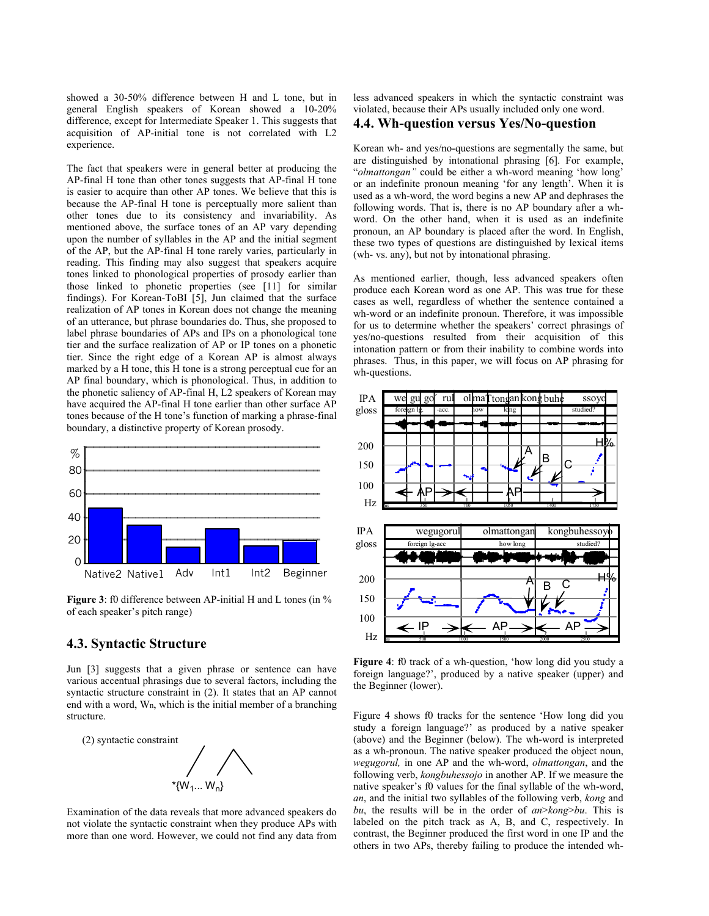showed a 30-50% difference between H and L tone, but in general English speakers of Korean showed a 10-20% difference, except for Intermediate Speaker 1. This suggests that acquisition of AP-initial tone is not correlated with L2 experience.

The fact that speakers were in general better at producing the AP-final H tone than other tones suggests that AP-final H tone is easier to acquire than other AP tones. We believe that this is because the AP-final H tone is perceptually more salient than other tones due to its consistency and invariability. As mentioned above, the surface tones of an AP vary depending upon the number of syllables in the AP and the initial segment of the AP, but the AP-final H tone rarely varies, particularly in reading. This finding may also suggest that speakers acquire tones linked to phonological properties of prosody earlier than those linked to phonetic properties (see [11] for similar findings). For Korean-ToBI [5], Jun claimed that the surface realization of AP tones in Korean does not change the meaning of an utterance, but phrase boundaries do. Thus, she proposed to label phrase boundaries of APs and IPs on a phonological tone tier and the surface realization of AP or IP tones on a phonetic tier. Since the right edge of a Korean AP is almost always marked by a H tone, this H tone is a strong perceptual cue for an AP final boundary, which is phonological. Thus, in addition to the phonetic saliency of AP-final H, L2 speakers of Korean may have acquired the AP-final H tone earlier than other surface AP tones because of the H tone's function of marking a phrase-final boundary, a distinctive property of Korean prosody.

**Figure 3**: f0 difference between AP-initial H and L tones (in % of each speaker's pitch range)

## 4.3. Syntactic Structure

Jun [3] suggests that a given phrase or sentence can have various accentual phrasings due to several factors, including the syntactic structure constraint in (2). It states that an AP cannot end with a word, $W_n$, which is the initial member of a branching structure.

(2) syntactic constraint

$$*\{W_1 \ldots W_n\}$$

Examination of the data reveals that more advanced speakers do not violate the syntactic constraint when they produce APs with more than one word. However, we could not find any data from less advanced speakers in which the syntactic constraint was violated, because their APs usually included only one word.

## 4.4. Wh-question versus Yes/No-question

Korean wh- and yes/no-questions are segmentally the same, but are distinguished by intonational phrasing [6]. For example, "*olmattongan"* could be either a wh-word meaning 'how long' or an indefinite pronoun meaning 'for any length'. When it is used as a wh-word, the word begins a new AP and dephrases the following words. That is, there is no AP boundary after a wh-word. On the other hand, when it is used as an indefinite pronoun, an AP boundary is placed after the word. In English, these two types of questions are distinguished by lexical items (wh- vs. any), but not by intonational phrasing.

As mentioned earlier, though, less advanced speakers often produce each Korean word as one AP. This was true for these cases as well, regardless of whether the sentence contained a wh-word or an indefinite pronoun. Therefore, it was impossible for us to determine whether the speakers' correct phrasings of yes/no-questions resulted from their acquisition of this intonation pattern or from their inability to combine words into phrases. Thus, in this paper, we will focus on AP phrasing for wh-questions.

**Figure 4**: f0 track of a wh-question, 'how long did you study a foreign language?', produced by a native speaker (upper) and the Beginner (lower).

Figure 4 shows f0 tracks for the sentence 'How long did you study a foreign language?' as produced by a native speaker (above) and the Beginner (below). The wh-word is interpreted as a wh-pronoun. The native speaker produced the object noun, *wegugorul,* in one AP and the wh-word, *olmattongan*, and the following verb, *kongbuhessojo* in another AP. If we measure the native speaker's f0 values for the final syllable of the wh-word, *an*, and the initial two syllables of the following verb, *kong* and *bu*, the results will be in the order of *an>kong>bu*. This is labeled on the pitch track as A, B, and C, respectively. In contrast, the Beginner produced the first word in one IP and the others in two APs, thereby failing to produce the intended wh-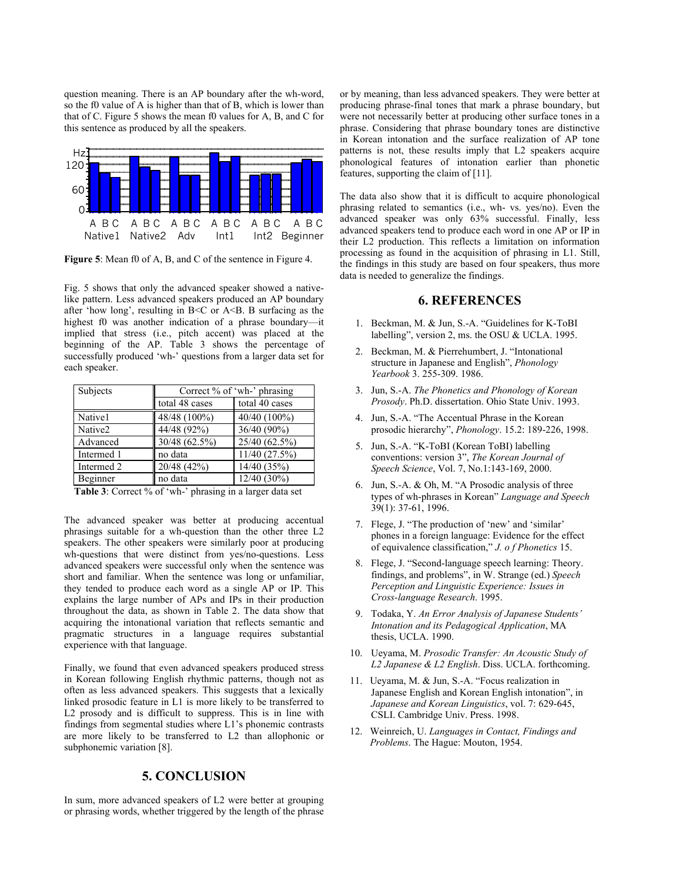question meaning. There is an AP boundary after the wh-word, so the f0 value of A is higher than that of B, which is lower than that of C. Figure 5 shows the mean f0 values for A, B, and C for this sentence as produced by all the speakers.

Hz
120
60
0
A B C A B C A B C A B C A B C A B C
Native1 Native2 Adv Int1 Int2 Beginner

**Figure 5**: Mean f0 of A, B, and C of the sentence in Figure 4.

Fig. 5 shows that only the advanced speaker showed a native-like pattern. Less advanced speakers produced an AP boundary after 'how long', resulting in B<C or A<B. B surfacing as the highest f0 was another indication of a phrase boundary—it implied that stress (i.e., pitch accent) was placed at the beginning of the AP. Table 3 shows the percentage of successfully produced 'wh-' questions from a larger data set for each speaker.

| Subjects | Correct % of 'wh-' phrasing | |
|---|---|---|
| | total 48 cases | total 40 cases |
| Native1 | 48/48 (100%) | 40/40 (100%) |
| Native2 | 44/48 (92%) | 36/40 (90%) |
| Advanced | 30/48 (62.5%) | 25/40 (62.5%) |
| Intermed 1 | no data | 11/40 (27.5%) |
| Intermed 2 | 20/48 (42%) | 14/40 (35%) |
| Beginner | no data | 12/40 (30%) |

**Table 3**: Correct % of 'wh-' phrasing in a larger data set

The advanced speaker was better at producing accentual phrasings suitable for a wh-question than the other three L2 speakers. The other speakers were similarly poor at producing wh-questions that were distinct from yes/no-questions. Less advanced speakers were successful only when the sentence was short and familiar. When the sentence was long or unfamiliar, they tended to produce each word as a single AP or IP. This explains the large number of APs and IPs in their production throughout the data, as shown in Table 2. The data show that acquiring the intonational variation that reflects semantic and pragmatic structures in a language requires substantial experience with that language.

Finally, we found that even advanced speakers produced stress in Korean following English rhythmic patterns, though not as often as less advanced speakers. This suggests that a lexically linked prosodic feature in L1 is more likely to be transferred to L2 prosody and is difficult to suppress. This is in line with findings from segmental studies where L1's phonemic contrasts are more likely to be transferred to L2 than allophonic or subphonemic variation [8].

## 5. CONCLUSION

In sum, more advanced speakers of L2 were better at grouping or phrasing words, whether triggered by the length of the phrase or by meaning, than less advanced speakers. They were better at producing phrase-final tones that mark a phrase boundary, but were not necessarily better at producing other surface tones in a phrase. Considering that phrase boundary tones are distinctive in Korean intonation and the surface realization of AP tone patterns is not, these results imply that L2 speakers acquire phonological features of intonation earlier than phonetic features, supporting the claim of [11].

The data also show that it is difficult to acquire phonological phrasing related to semantics (i.e., wh- vs. yes/no). Even the advanced speaker was only 63% successful. Finally, less advanced speakers tend to produce each word in one AP or IP in their L2 production. This reflects a limitation on information processing as found in the acquisition of phrasing in L1. Still, the findings in this study are based on four speakers, thus more data is needed to generalize the findings.

## 6. REFERENCES

1. Beckman, M. & Jun, S.-A. "Guidelines for K-ToBI labelling", version 2, ms. the OSU & UCLA. 1995.
2. Beckman, M. & Pierrehumbert, J. "Intonational structure in Japanese and English", *Phonology Yearbook* 3. 255-309. 1986.
3. Jun, S.-A. *The Phonetics and Phonology of Korean Prosody*. Ph.D. dissertation. Ohio State Univ. 1993.
4. Jun, S.-A. "The Accentual Phrase in the Korean prosodic hierarchy", *Phonology*. 15.2: 189-226, 1998.
5. Jun, S.-A. "K-ToBI (Korean ToBI) labelling conventions: version 3", *The Korean Journal of Speech Science*, Vol. 7, No.1:143-169, 2000.
6. Jun, S.-A. & Oh, M. "A Prosodic analysis of three types of wh-phrases in Korean" *Language and Speech* 39(1): 37-61, 1996.
7. Flege, J. "The production of 'new' and 'similar' phones in a foreign language: Evidence for the effect of equivalence classification," *J. o f Phonetics* 15.
8. Flege, J. "Second-language speech learning: Theory. findings, and problems", in W. Strange (ed.) *Speech Perception and Linguistic Experience: Issues in Cross-language Research*. 1995.
9. Todaka, Y. *An Error Analysis of Japanese Students' Intonation and its Pedagogical Application*, MA thesis, UCLA. 1990.
10. Ueyama, M. *Prosodic Transfer: An Acoustic Study of L2 Japanese & L2 English*. Diss. UCLA. forthcoming.
11. Ueyama, M. & Jun, S.-A. "Focus realization in Japanese English and Korean English intonation", in *Japanese and Korean Linguistics*, vol. 7: 629-645, CSLI. Cambridge Univ. Press. 1998.
12. Weinreich, U. *Languages in Contact, Findings and Problems*. The Hague: Mouton, 1954.